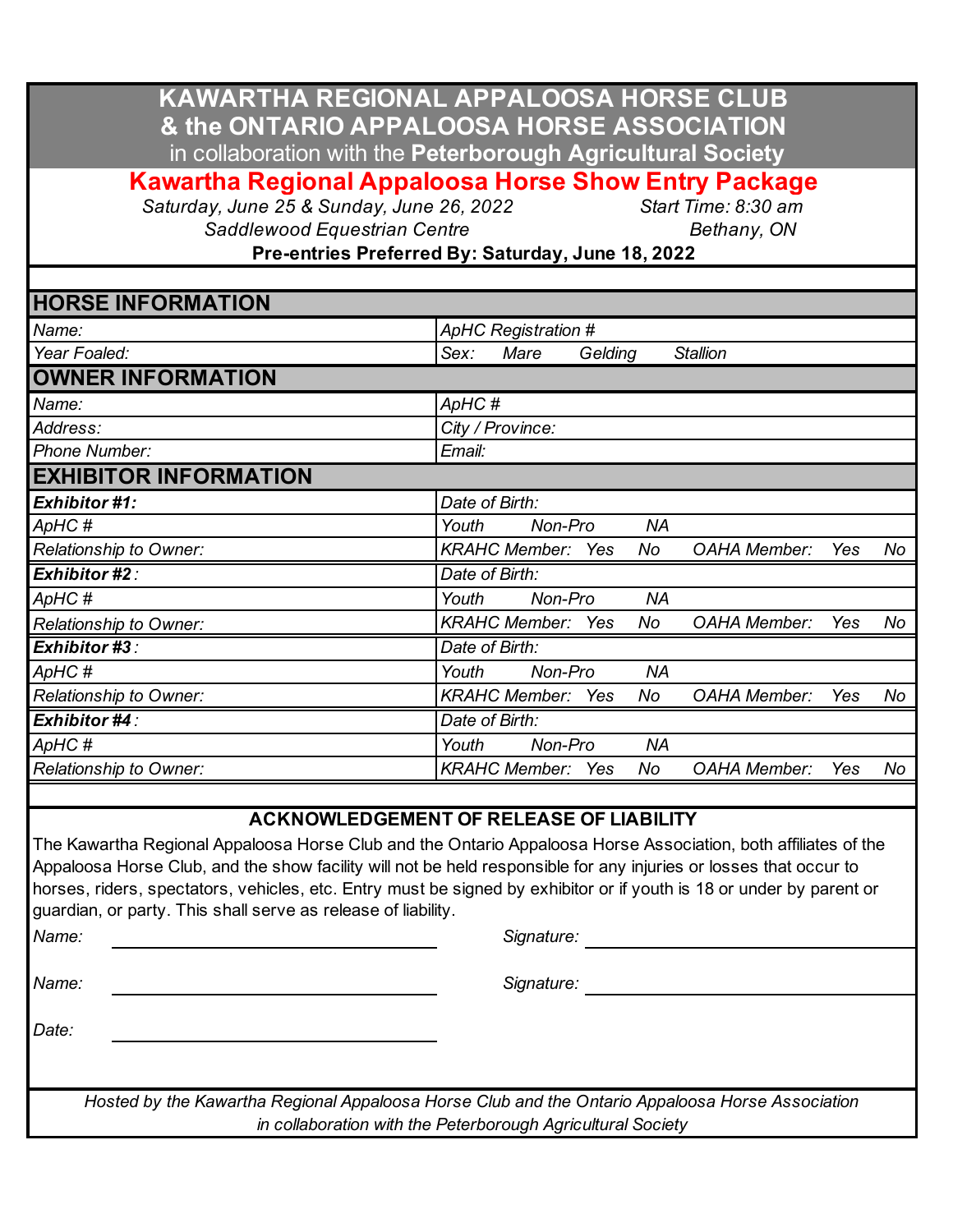# KAWARTHA REGIONAL APPALOOSA HORSE CLUB & the ONTARIO APPALOOSA HORSE ASSOCIATION

in collaboration with the **Peterborough Agricultural Society**

## Kawartha Regional Appaloosa Horse Show Entry Package

*Saturday, June 25 & Sunday, June 26, 2022* — *Start Time: 8:30 am*

*Saddlewood Equestrian Centre* — *Bethany, ON*

**Pre-entries Preferred By: Saturday, June 18, 2022**

## HORSE INFORMATION

| | |
|---|---|
| *Name:* | *ApHC Registration #* |
| *Year Foaled:* | *Sex: Mare Gelding Stallion* |

## OWNER INFORMATION

| | |
|---|---|
| *Name:* | *ApHC #* |
| *Address:* | *City / Province:* |
| *Phone Number:* | *Email:* |

## EXHIBITOR INFORMATION

| | |
|---|---|
| ***Exhibitor #1:*** | *Date of Birth:* |
| *ApHC #* | *Youth Non-Pro NA* |
| *Relationship to Owner:* | *KRAHC Member: Yes No OAHA Member: Yes No* |
| ***Exhibitor #2:*** | *Date of Birth:* |
| *ApHC #* | *Youth Non-Pro NA* |
| *Relationship to Owner:* | *KRAHC Member: Yes No OAHA Member: Yes No* |
| ***Exhibitor #3:*** | *Date of Birth:* |
| *ApHC #* | *Youth Non-Pro NA* |
| *Relationship to Owner:* | *KRAHC Member: Yes No OAHA Member: Yes No* |
| ***Exhibitor #4:*** | *Date of Birth:* |
| *ApHC #* | *Youth Non-Pro NA* |
| *Relationship to Owner:* | *KRAHC Member: Yes No OAHA Member: Yes No* |

### ACKNOWLEDGEMENT OF RELEASE OF LIABILITY

The Kawartha Regional Appaloosa Horse Club and the Ontario Appaloosa Horse Association, both affiliates of the Appaloosa Horse Club, and the show facility will not be held responsible for any injuries or losses that occur to horses, riders, spectators, vehicles, etc. Entry must be signed by exhibitor or if youth is 18 or under by parent or guardian, or party. This shall serve as release of liability.

*Name:* ______________________ *Signature:* ______________________

*Name:* ______________________ *Signature:* ______________________

*Date:* ______________________

*Hosted by the Kawartha Regional Appaloosa Horse Club and the Ontario Appaloosa Horse Association in collaboration with the Peterborough Agricultural Society*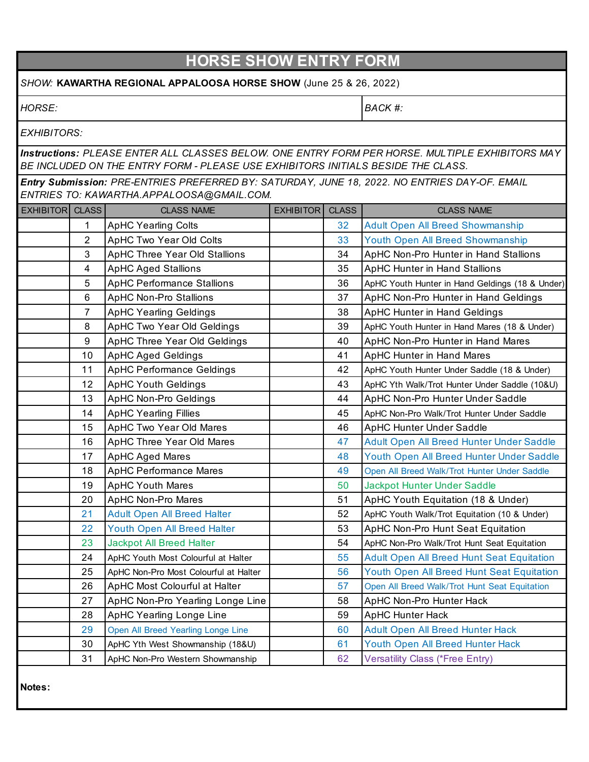# HORSE SHOW ENTRY FORM

*SHOW:* **KAWARTHA REGIONAL APPALOOSA HORSE SHOW** (June 25 & 26, 2022)

*HORSE:* | *BACK #:*

*EXHIBITORS:*

***Instructions:*** *PLEASE ENTER ALL CLASSES BELOW. ONE ENTRY FORM PER HORSE. MULTIPLE EXHIBITORS MAY BE INCLUDED ON THE ENTRY FORM - PLEASE USE EXHIBITORS INITIALS BESIDE THE CLASS.*

***Entry Submission:*** *PRE-ENTRIES PREFERRED BY: SATURDAY, JUNE 18, 2022. NO ENTRIES DAY-OF. EMAIL ENTRIES TO: KAWARTHA.APPALOOSA@GMAIL.COM.*

| EXHIBITOR | CLASS | CLASS NAME | EXHIBITOR | CLASS | CLASS NAME |
|---|---|---|---|---|---|
| | 1 | ApHC Yearling Colts | | 32 | Adult Open All Breed Showmanship |
| | 2 | ApHC Two Year Old Colts | | 33 | Youth Open All Breed Showmanship |
| | 3 | ApHC Three Year Old Stallions | | 34 | ApHC Non-Pro Hunter in Hand Stallions |
| | 4 | ApHC Aged Stallions | | 35 | ApHC Hunter in Hand Stallions |
| | 5 | ApHC Performance Stallions | | 36 | ApHC Youth Hunter in Hand Geldings (18 & Under) |
| | 6 | ApHC Non-Pro Stallions | | 37 | ApHC Non-Pro Hunter in Hand Geldings |
| | 7 | ApHC Yearling Geldings | | 38 | ApHC Hunter in Hand Geldings |
| | 8 | ApHC Two Year Old Geldings | | 39 | ApHC Youth Hunter in Hand Mares (18 & Under) |
| | 9 | ApHC Three Year Old Geldings | | 40 | ApHC Non-Pro Hunter in Hand Mares |
| | 10 | ApHC Aged Geldings | | 41 | ApHC Hunter in Hand Mares |
| | 11 | ApHC Performance Geldings | | 42 | ApHC Youth Hunter Under Saddle (18 & Under) |
| | 12 | ApHC Youth Geldings | | 43 | ApHC Yth Walk/Trot Hunter Under Saddle (10&U) |
| | 13 | ApHC Non-Pro Geldings | | 44 | ApHC Non-Pro Hunter Under Saddle |
| | 14 | ApHC Yearling Fillies | | 45 | ApHC Non-Pro Walk/Trot Hunter Under Saddle |
| | 15 | ApHC Two Year Old Mares | | 46 | ApHC Hunter Under Saddle |
| | 16 | ApHC Three Year Old Mares | | 47 | Adult Open All Breed Hunter Under Saddle |
| | 17 | ApHC Aged Mares | | 48 | Youth Open All Breed Hunter Under Saddle |
| | 18 | ApHC Performance Mares | | 49 | Open All Breed Walk/Trot Hunter Under Saddle |
| | 19 | ApHC Youth Mares | | 50 | Jackpot Hunter Under Saddle |
| | 20 | ApHC Non-Pro Mares | | 51 | ApHC Youth Equitation (18 & Under) |
| | 21 | Adult Open All Breed Halter | | 52 | ApHC Youth Walk/Trot Equitation (10 & Under) |
| | 22 | Youth Open All Breed Halter | | 53 | ApHC Non-Pro Hunt Seat Equitation |
| | 23 | Jackpot All Breed Halter | | 54 | ApHC Non-Pro Walk/Trot Hunt Seat Equitation |
| | 24 | ApHC Youth Most Colourful at Halter | | 55 | Adult Open All Breed Hunt Seat Equitation |
| | 25 | ApHC Non-Pro Most Colourful at Halter | | 56 | Youth Open All Breed Hunt Seat Equitation |
| | 26 | ApHC Most Colourful at Halter | | 57 | Open All Breed Walk/Trot Hunt Seat Equitation |
| | 27 | ApHC Non-Pro Yearling Longe Line | | 58 | ApHC Non-Pro Hunter Hack |
| | 28 | ApHC Yearling Longe Line | | 59 | ApHC Hunter Hack |
| | 29 | Open All Breed Yearling Longe Line | | 60 | Adult Open All Breed Hunter Hack |
| | 30 | ApHC Yth West Showmanship (18&U) | | 61 | Youth Open All Breed Hunter Hack |
| | 31 | ApHC Non-Pro Western Showmanship | | 62 | Versatility Class (*Free Entry) |

**Notes:**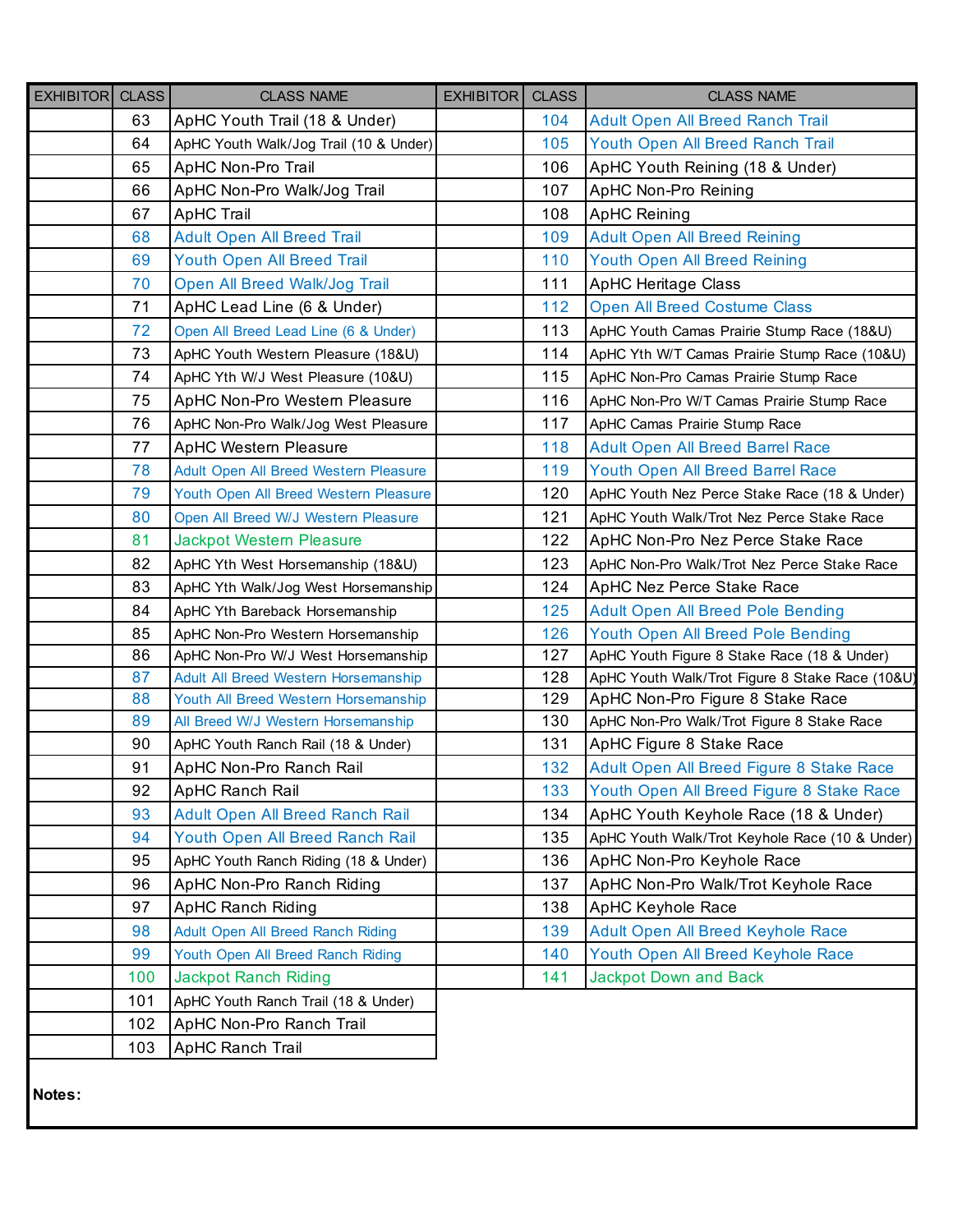| EXHIBITOR | CLASS | CLASS NAME | EXHIBITOR | CLASS | CLASS NAME |
|---|---|---|---|---|---|
| | 63 | ApHC Youth Trail (18 & Under) | | 104 | Adult Open All Breed Ranch Trail |
| | 64 | ApHC Youth Walk/Jog Trail (10 & Under) | | 105 | Youth Open All Breed Ranch Trail |
| | 65 | ApHC Non-Pro Trail | | 106 | ApHC Youth Reining (18 & Under) |
| | 66 | ApHC Non-Pro Walk/Jog Trail | | 107 | ApHC Non-Pro Reining |
| | 67 | ApHC Trail | | 108 | ApHC Reining |
| | 68 | Adult Open All Breed Trail | | 109 | Adult Open All Breed Reining |
| | 69 | Youth Open All Breed Trail | | 110 | Youth Open All Breed Reining |
| | 70 | Open All Breed Walk/Jog Trail | | 111 | ApHC Heritage Class |
| | 71 | ApHC Lead Line (6 & Under) | | 112 | Open All Breed Costume Class |
| | 72 | Open All Breed Lead Line (6 & Under) | | 113 | ApHC Youth Camas Prairie Stump Race (18&U) |
| | 73 | ApHC Youth Western Pleasure (18&U) | | 114 | ApHC Yth W/T Camas Prairie Stump Race (10&U) |
| | 74 | ApHC Yth W/J West Pleasure (10&U) | | 115 | ApHC Non-Pro Camas Prairie Stump Race |
| | 75 | ApHC Non-Pro Western Pleasure | | 116 | ApHC Non-Pro W/T Camas Prairie Stump Race |
| | 76 | ApHC Non-Pro Walk/Jog West Pleasure | | 117 | ApHC Camas Prairie Stump Race |
| | 77 | ApHC Western Pleasure | | 118 | Adult Open All Breed Barrel Race |
| | 78 | Adult Open All Breed Western Pleasure | | 119 | Youth Open All Breed Barrel Race |
| | 79 | Youth Open All Breed Western Pleasure | | 120 | ApHC Youth Nez Perce Stake Race (18 & Under) |
| | 80 | Open All Breed W/J Western Pleasure | | 121 | ApHC Youth Walk/Trot Nez Perce Stake Race |
| | 81 | Jackpot Western Pleasure | | 122 | ApHC Non-Pro Nez Perce Stake Race |
| | 82 | ApHC Yth West Horsemanship (18&U) | | 123 | ApHC Non-Pro Walk/Trot Nez Perce Stake Race |
| | 83 | ApHC Yth Walk/Jog West Horsemanship | | 124 | ApHC Nez Perce Stake Race |
| | 84 | ApHC Yth Bareback Horsemanship | | 125 | Adult Open All Breed Pole Bending |
| | 85 | ApHC Non-Pro Western Horsemanship | | 126 | Youth Open All Breed Pole Bending |
| | 86 | ApHC Non-Pro W/J West Horsemanship | | 127 | ApHC Youth Figure 8 Stake Race (18 & Under) |
| | 87 | Adult All Breed Western Horsemanship | | 128 | ApHC Youth Walk/Trot Figure 8 Stake Race (10&U) |
| | 88 | Youth All Breed Western Horsemanship | | 129 | ApHC Non-Pro Figure 8 Stake Race |
| | 89 | All Breed W/J Western Horsemanship | | 130 | ApHC Non-Pro Walk/Trot Figure 8 Stake Race |
| | 90 | ApHC Youth Ranch Rail (18 & Under) | | 131 | ApHC Figure 8 Stake Race |
| | 91 | ApHC Non-Pro Ranch Rail | | 132 | Adult Open All Breed Figure 8 Stake Race |
| | 92 | ApHC Ranch Rail | | 133 | Youth Open All Breed Figure 8 Stake Race |
| | 93 | Adult Open All Breed Ranch Rail | | 134 | ApHC Youth Keyhole Race (18 & Under) |
| | 94 | Youth Open All Breed Ranch Rail | | 135 | ApHC Youth Walk/Trot Keyhole Race (10 & Under) |
| | 95 | ApHC Youth Ranch Riding (18 & Under) | | 136 | ApHC Non-Pro Keyhole Race |
| | 96 | ApHC Non-Pro Ranch Riding | | 137 | ApHC Non-Pro Walk/Trot Keyhole Race |
| | 97 | ApHC Ranch Riding | | 138 | ApHC Keyhole Race |
| | 98 | Adult Open All Breed Ranch Riding | | 139 | Adult Open All Breed Keyhole Race |
| | 99 | Youth Open All Breed Ranch Riding | | 140 | Youth Open All Breed Keyhole Race |
| | 100 | Jackpot Ranch Riding | | 141 | Jackpot Down and Back |
| | 101 | ApHC Youth Ranch Trail (18 & Under) | | | |
| | 102 | ApHC Non-Pro Ranch Trail | | | |
| | 103 | ApHC Ranch Trail | | | |

**Notes:**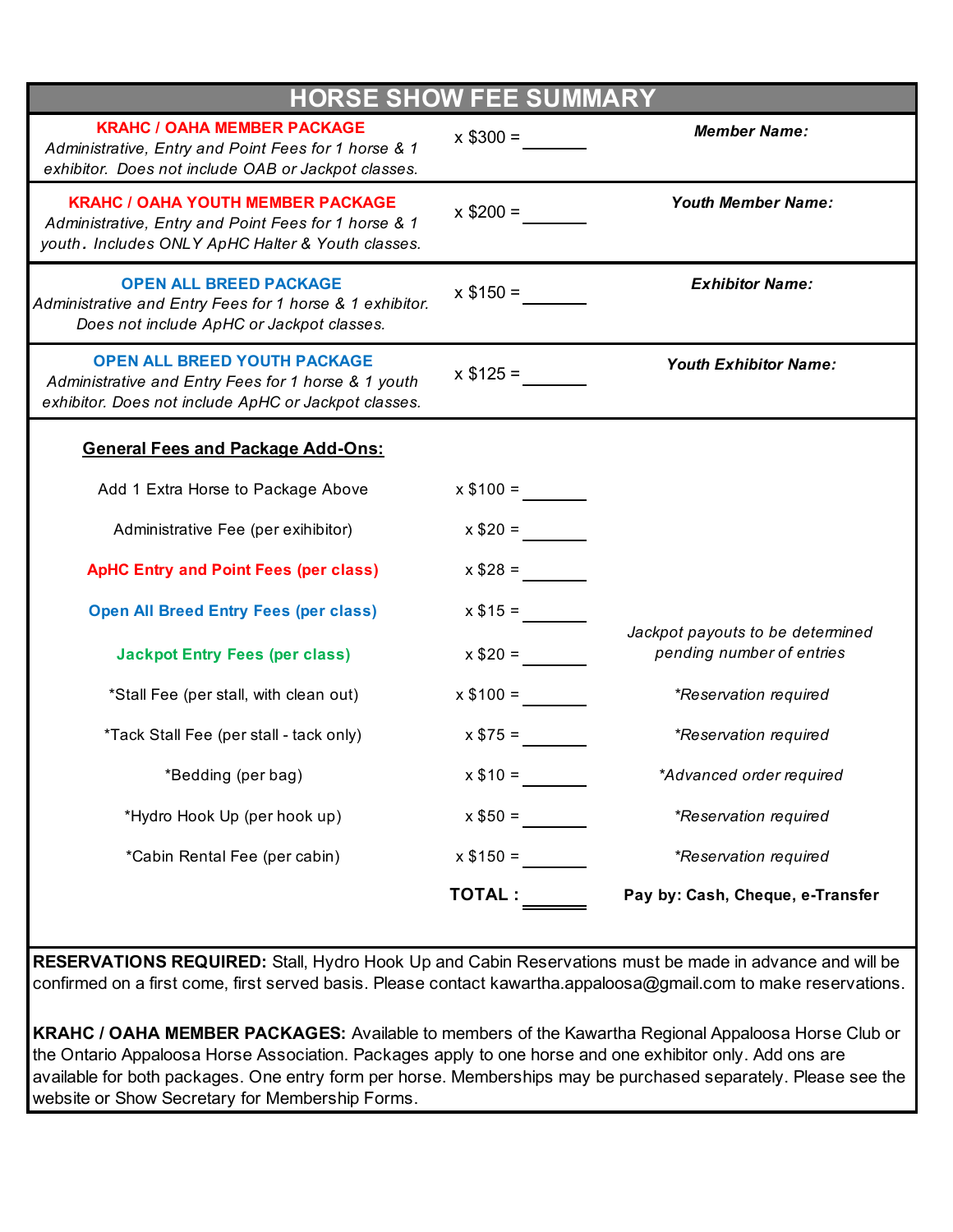# HORSE SHOW FEE SUMMARY

| | | |
|---|---|---|
| **KRAHC / OAHA MEMBER PACKAGE**<br>*Administrative, Entry and Point Fees for 1 horse & 1 exhibitor. Does not include OAB or Jackpot classes.* | x $300 = _______ | ***Member Name:*** |
| **KRAHC / OAHA YOUTH MEMBER PACKAGE**<br>*Administrative, Entry and Point Fees for 1 horse & 1 youth. Includes ONLY ApHC Halter & Youth classes.* | x $200 = _______ | ***Youth Member Name:*** |
| **OPEN ALL BREED PACKAGE**<br>*Administrative and Entry Fees for 1 horse & 1 exhibitor. Does not include ApHC or Jackpot classes.* | x $150 = _______ | ***Exhibitor Name:*** |
| **OPEN ALL BREED YOUTH PACKAGE**<br>*Administrative and Entry Fees for 1 horse & 1 youth exhibitor. Does not include ApHC or Jackpot classes.* | x $125 = _______ | ***Youth Exhibitor Name:*** |

**General Fees and Package Add-Ons:**

| | | |
|---|---|---|
| Add 1 Extra Horse to Package Above | x $100 = _______ | |
| Administrative Fee (per exihibitor) | x $20 = _______ | |
| **ApHC Entry and Point Fees (per class)** | x $28 = _______ | |
| **Open All Breed Entry Fees (per class)** | x $15 = _______ | |
| **Jackpot Entry Fees (per class)** | x $20 = _______ | *Jackpot payouts to be determined pending number of entries* |
| *Stall Fee (per stall, with clean out) | x $100 = _______ | *\*Reservation required* |
| *Tack Stall Fee (per stall - tack only) | x $75 = _______ | *\*Reservation required* |
| *Bedding (per bag) | x $10 = _______ | *\*Advanced order required* |
| *Hydro Hook Up (per hook up) | x $50 = _______ | *\*Reservation required* |
| *Cabin Rental Fee (per cabin) | x $150 = _______ | *\*Reservation required* |
| | **TOTAL :** _______ | **Pay by: Cash, Cheque, e-Transfer** |

**RESERVATIONS REQUIRED:** Stall, Hydro Hook Up and Cabin Reservations must be made in advance and will be confirmed on a first come, first served basis. Please contact kawartha.appaloosa@gmail.com to make reservations.

**KRAHC / OAHA MEMBER PACKAGES:** Available to members of the Kawartha Regional Appaloosa Horse Club or the Ontario Appaloosa Horse Association. Packages apply to one horse and one exhibitor only. Add ons are available for both packages. One entry form per horse. Memberships may be purchased separately. Please see the website or Show Secretary for Membership Forms.